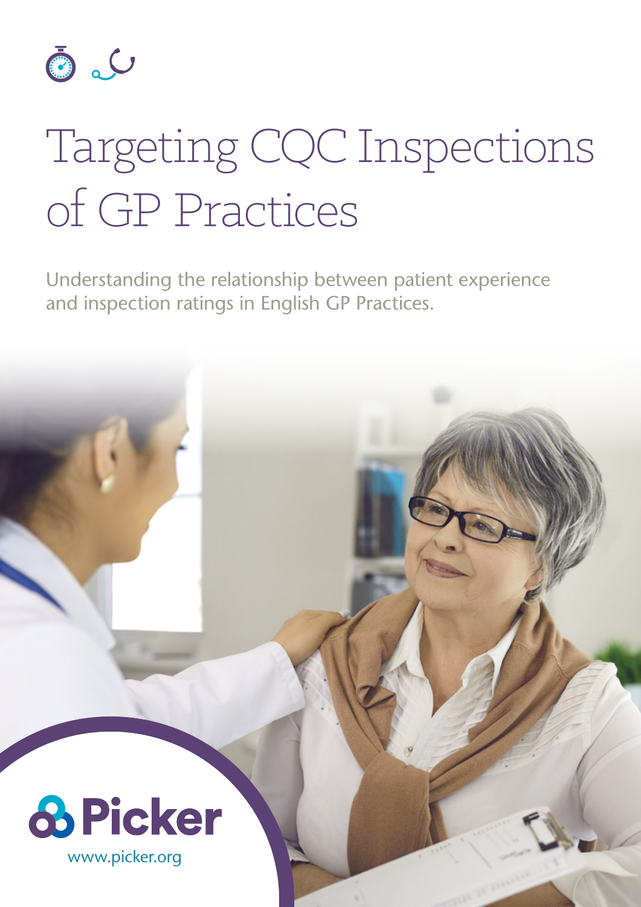# Targeting CQC Inspections of GP Practices

Understanding the relationship between patient experience and inspection ratings in English GP Practices.

Picker

www.picker.org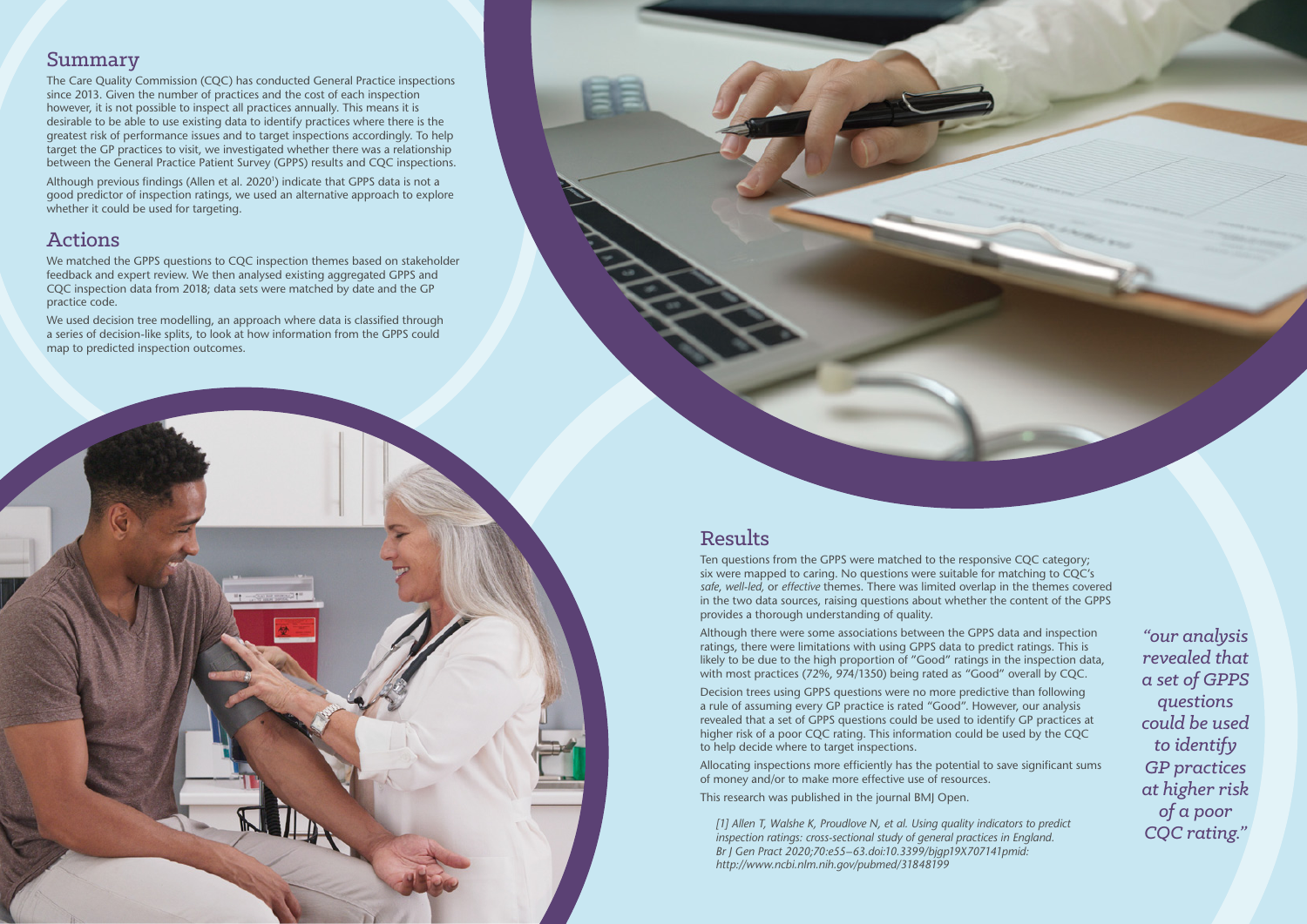## Summary

The Care Quality Commission (CQC) has conducted General Practice inspections since 2013. Given the number of practices and the cost of each inspection however, it is not possible to inspect all practices annually. This means it is desirable to be able to use existing data to identify practices where there is the greatest risk of performance issues and to target inspections accordingly. To help target the GP practices to visit, we investigated whether there was a relationship between the General Practice Patient Survey (GPPS) results and CQC inspections.

Although previous findings (Allen et al. 2020[1]) indicate that GPPS data is not a good predictor of inspection ratings, we used an alternative approach to explore whether it could be used for targeting.

## Actions

We matched the GPPS questions to CQC inspection themes based on stakeholder feedback and expert review. We then analysed existing aggregated GPPS and CQC inspection data from 2018; data sets were matched by date and the GP practice code.

We used decision tree modelling, an approach where data is classified through a series of decision-like splits, to look at how information from the GPPS could map to predicted inspection outcomes.

## Results

Ten questions from the GPPS were matched to the responsive CQC category; six were mapped to caring. No questions were suitable for matching to CQC's *safe*, *well-led*, or *effective* themes. There was limited overlap in the themes covered in the two data sources, raising questions about whether the content of the GPPS provides a thorough understanding of quality.

Although there were some associations between the GPPS data and inspection ratings, there were limitations with using GPPS data to predict ratings. This is likely to be due to the high proportion of "Good" ratings in the inspection data, with most practices (72%, 974/1350) being rated as "Good" overall by CQC.

Decision trees using GPPS questions were no more predictive than following a rule of assuming every GP practice is rated "Good". However, our analysis revealed that a set of GPPS questions could be used to identify GP practices at higher risk of a poor CQC rating. This information could be used by the CQC to help decide where to target inspections.

Allocating inspections more efficiently has the potential to save significant sums of money and/or to make more effective use of resources.

This research was published in the journal BMJ Open.

*[1] Allen T, Walshe K, Proudlove N, et al. Using quality indicators to predict inspection ratings: cross-sectional study of general practices in England. Br J Gen Pract 2020;70:e55–63.doi:10.3399/bjgp19X707141pmid: http://www.ncbi.nlm.nih.gov/pubmed/31848199*

*"our analysis revealed that a set of GPPS questions could be used to identify GP practices at higher risk of a poor CQC rating."*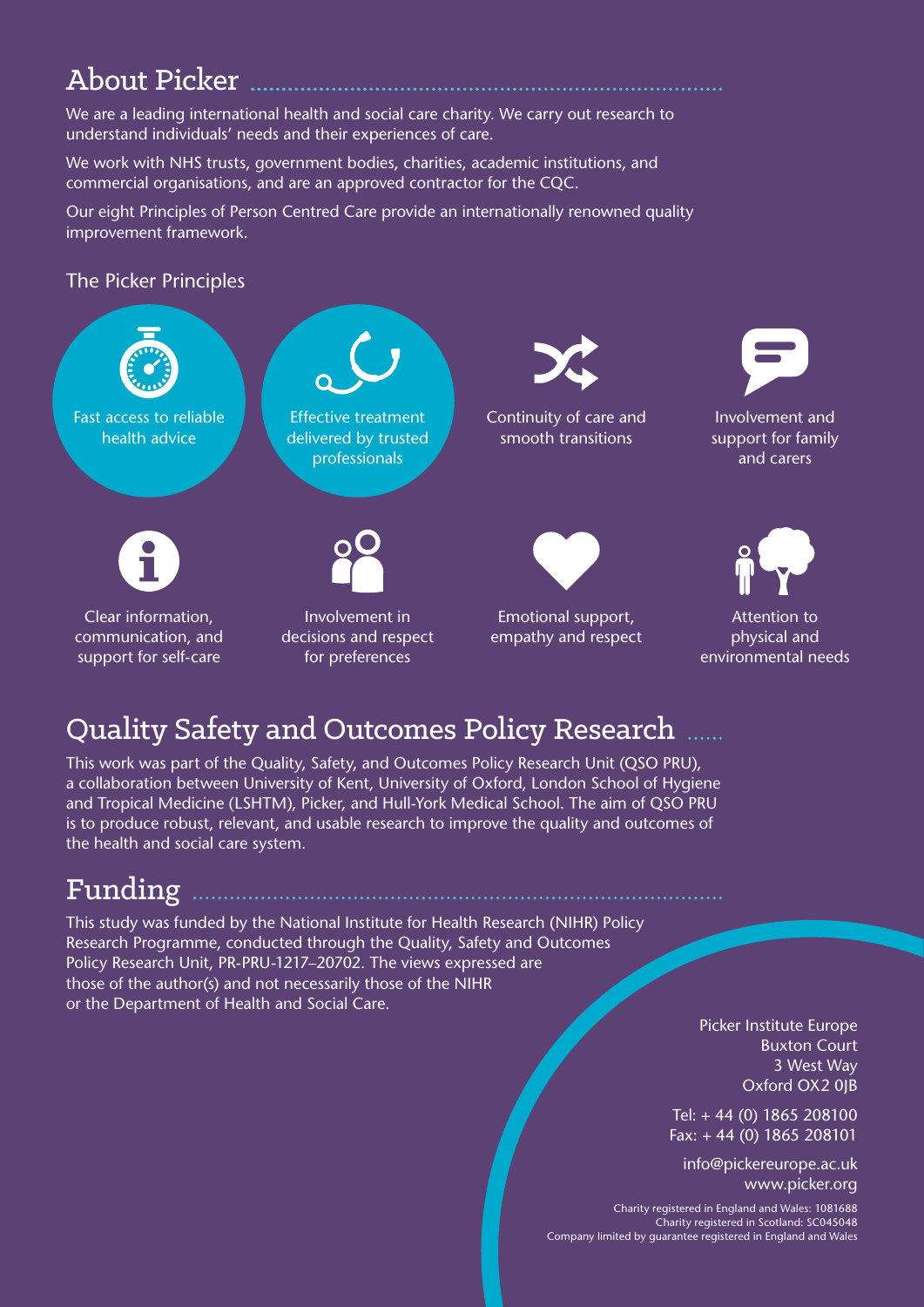## About Picker

We are a leading international health and social care charity. We carry out research to understand individuals' needs and their experiences of care.

We work with NHS trusts, government bodies, charities, academic institutions, and commercial organisations, and are an approved contractor for the CQC.

Our eight Principles of Person Centred Care provide an internationally renowned quality improvement framework.

### The Picker Principles

- Fast access to reliable health advice
- Effective treatment delivered by trusted professionals
- Continuity of care and smooth transitions
- Involvement and support for family and carers
- Clear information, communication, and support for self-care
- Involvement in decisions and respect for preferences
- Emotional support, empathy and respect
- Attention to physical and environmental needs

## Quality Safety and Outcomes Policy Research

This work was part of the Quality, Safety, and Outcomes Policy Research Unit (QSO PRU), a collaboration between University of Kent, University of Oxford, London School of Hygiene and Tropical Medicine (LSHTM), Picker, and Hull-York Medical School. The aim of QSO PRU is to produce robust, relevant, and usable research to improve the quality and outcomes of the health and social care system.

## Funding

This study was funded by the National Institute for Health Research (NIHR) Policy Research Programme, conducted through the Quality, Safety and Outcomes Policy Research Unit, PR-PRU-1217–20702. The views expressed are those of the author(s) and not necessarily those of the NIHR or the Department of Health and Social Care.

Picker Institute Europe
Buxton Court
3 West Way
Oxford OX2 0JB

Tel: + 44 (0) 1865 208100
Fax: + 44 (0) 1865 208101

info@pickereurope.ac.uk
www.picker.org

Charity registered in England and Wales: 1081688
Charity registered in Scotland: SC045048
Company limited by guarantee registered in England and Wales